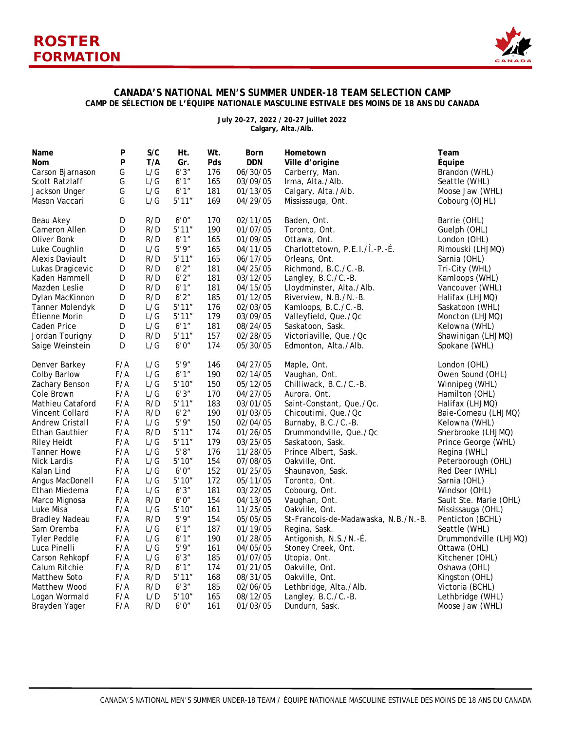# ROSTER
# FORMATION

## CANADA'S NATIONAL MEN'S SUMMER UNDER-18 TEAM SELECTION CAMP
### CAMP DE SÉLECTION DE L'ÉQUIPE NATIONALE MASCULINE ESTIVALE DES MOINS DE 18 ANS DU CANADA

**July 20-27, 2022 / 20-27 juillet 2022**
**Calgary, Alta./Alb.**

| Name<br>Nom | P<br>P | S/C<br>T/A | Ht.<br>Gr. | Wt.<br>Pds | Born<br>DDN | Hometown<br>Ville d'origine | Team<br>Équipe |
|---|---|---|---|---|---|---|---|
| Carson Bjarnason | G | L/G | 6'3" | 176 | 06/30/05 | Carberry, Man. | Brandon (WHL) |
| Scott Ratzlaff | G | L/G | 6'1" | 165 | 03/09/05 | Irma, Alta./Alb. | Seattle (WHL) |
| Jackson Unger | G | L/G | 6'1" | 181 | 01/13/05 | Calgary, Alta./Alb. | Moose Jaw (WHL) |
| Mason Vaccari | G | L/G | 5'11" | 169 | 04/29/05 | Mississauga, Ont. | Cobourg (OJHL) |
| | | | | | | | |
| Beau Akey | D | R/D | 6'0" | 170 | 02/11/05 | Baden, Ont. | Barrie (OHL) |
| Cameron Allen | D | R/D | 5'11" | 190 | 01/07/05 | Toronto, Ont. | Guelph (OHL) |
| Oliver Bonk | D | R/D | 6'1" | 165 | 01/09/05 | Ottawa, Ont. | London (OHL) |
| Luke Coughlin | D | L/G | 5'9" | 165 | 04/11/05 | Charlottetown, P.E.I./Î.-P.-É. | Rimouski (LHJMQ) |
| Alexis Daviault | D | R/D | 5'11" | 165 | 06/17/05 | Orleans, Ont. | Sarnia (OHL) |
| Lukas Dragicevic | D | R/D | 6'2" | 181 | 04/25/05 | Richmond, B.C./C.-B. | Tri-City (WHL) |
| Kaden Hammell | D | R/D | 6'2" | 181 | 03/12/05 | Langley, B.C./C.-B. | Kamloops (WHL) |
| Mazden Leslie | D | R/D | 6'1" | 181 | 04/15/05 | Lloydminster, Alta./Alb. | Vancouver (WHL) |
| Dylan MacKinnon | D | R/D | 6'2" | 185 | 01/12/05 | Riverview, N.B./N.-B. | Halifax (LHJMQ) |
| Tanner Molendyk | D | L/G | 5'11" | 176 | 02/03/05 | Kamloops, B.C./C.-B. | Saskatoon (WHL) |
| Étienne Morin | D | L/G | 5'11" | 179 | 03/09/05 | Valleyfield, Que./Qc | Moncton (LHJMQ) |
| Caden Price | D | L/G | 6'1" | 181 | 08/24/05 | Saskatoon, Sask. | Kelowna (WHL) |
| Jordan Tourigny | D | R/D | 5'11" | 157 | 02/28/05 | Victoriaville, Que./Qc | Shawinigan (LHJMQ) |
| Saige Weinstein | D | L/G | 6'0" | 174 | 05/30/05 | Edmonton, Alta./Alb. | Spokane (WHL) |
| | | | | | | | |
| Denver Barkey | F/A | L/G | 5'9" | 146 | 04/27/05 | Maple, Ont. | London (OHL) |
| Colby Barlow | F/A | L/G | 6'1" | 190 | 02/14/05 | Vaughan, Ont. | Owen Sound (OHL) |
| Zachary Benson | F/A | L/G | 5'10" | 150 | 05/12/05 | Chilliwack, B.C./C.-B. | Winnipeg (WHL) |
| Cole Brown | F/A | L/G | 6'3" | 170 | 04/27/05 | Aurora, Ont. | Hamilton (OHL) |
| Mathieu Cataford | F/A | R/D | 5'11" | 183 | 03/01/05 | Saint-Constant, Que./Qc. | Halifax (LHJMQ) |
| Vincent Collard | F/A | R/D | 6'2" | 190 | 01/03/05 | Chicoutimi, Que./Qc | Baie-Comeau (LHJMQ) |
| Andrew Cristall | F/A | L/G | 5'9" | 150 | 02/04/05 | Burnaby, B.C./C.-B. | Kelowna (WHL) |
| Ethan Gauthier | F/A | R/D | 5'11" | 174 | 01/26/05 | Drummondville, Que./Qc | Sherbrooke (LHJMQ) |
| Riley Heidt | F/A | L/G | 5'11" | 179 | 03/25/05 | Saskatoon, Sask. | Prince George (WHL) |
| Tanner Howe | F/A | L/G | 5'8" | 176 | 11/28/05 | Prince Albert, Sask. | Regina (WHL) |
| Nick Lardis | F/A | L/G | 5'10" | 154 | 07/08/05 | Oakville, Ont. | Peterborough (OHL) |
| Kalan Lind | F/A | L/G | 6'0" | 152 | 01/25/05 | Shaunavon, Sask. | Red Deer (WHL) |
| Angus MacDonell | F/A | L/G | 5'10" | 172 | 05/11/05 | Toronto, Ont. | Sarnia (OHL) |
| Ethan Miedema | F/A | L/G | 6'3" | 181 | 03/22/05 | Cobourg, Ont. | Windsor (OHL) |
| Marco Mignosa | F/A | R/D | 6'0" | 154 | 04/13/05 | Vaughan, Ont. | Sault Ste. Marie (OHL) |
| Luke Misa | F/A | L/G | 5'10" | 161 | 11/25/05 | Oakville, Ont. | Mississauga (OHL) |
| Bradley Nadeau | F/A | R/D | 5'9" | 154 | 05/05/05 | St-Francois-de-Madawaska, N.B./N.-B. | Penticton (BCHL) |
| Sam Oremba | F/A | L/G | 6'1" | 187 | 01/19/05 | Regina, Sask. | Seattle (WHL) |
| Tyler Peddle | F/A | L/G | 6'1" | 190 | 01/28/05 | Antigonish, N.S./N.-É. | Drummondville (LHJMQ) |
| Luca Pinelli | F/A | L/G | 5'9" | 161 | 04/05/05 | Stoney Creek, Ont. | Ottawa (OHL) |
| Carson Rehkopf | F/A | L/G | 6'3" | 185 | 01/07/05 | Utopia, Ont. | Kitchener (OHL) |
| Calum Ritchie | F/A | R/D | 6'1" | 174 | 01/21/05 | Oakville, Ont. | Oshawa (OHL) |
| Matthew Soto | F/A | R/D | 5'11" | 168 | 08/31/05 | Oakville, Ont. | Kingston (OHL) |
| Matthew Wood | F/A | R/D | 6'3" | 185 | 02/06/05 | Lethbridge, Alta./Alb. | Victoria (BCHL) |
| Logan Wormald | F/A | L/D | 5'10" | 165 | 08/12/05 | Langley, B.C./C.-B. | Lethbridge (WHL) |
| Brayden Yager | F/A | R/D | 6'0" | 161 | 01/03/05 | Dundurn, Sask. | Moose Jaw (WHL) |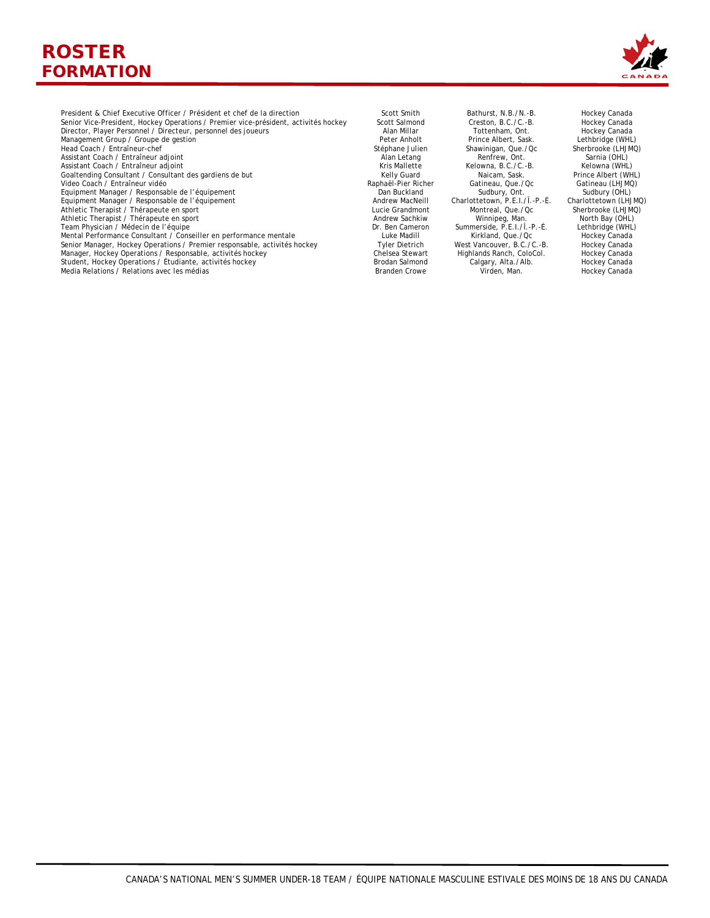# ROSTER
# FORMATION

| | | | |
|---|---|---|---|
| President & Chief Executive Officer / Président et chef de la direction | Scott Smith | Bathurst, N.B./N.-B. | Hockey Canada |
| Senior Vice-President, Hockey Operations / Premier vice-président, activités hockey | Scott Salmond | Creston, B.C./C.-B. | Hockey Canada |
| Director, Player Personnel / Directeur, personnel des joueurs | Alan Millar | Tottenham, Ont. | Hockey Canada |
| Management Group / Groupe de gestion | Peter Anholt | Prince Albert, Sask. | Lethbridge (WHL) |
| Head Coach / Entraîneur-chef | Stéphane Julien | Shawinigan, Que./Qc | Sherbrooke (LHJMQ) |
| Assistant Coach / Entraîneur adjoint | Alan Letang | Renfrew, Ont. | Sarnia (OHL) |
| Assistant Coach / Entraîneur adjoint | Kris Mallette | Kelowna, B.C./C.-B. | Kelowna (WHL) |
| Goaltending Consultant / Consultant des gardiens de but | Kelly Guard | Naicam, Sask. | Prince Albert (WHL) |
| Video Coach / Entraîneur vidéo | Raphaël-Pier Richer | Gatineau, Que./Qc | Gatineau (LHJMQ) |
| Equipment Manager / Responsable de l'équipement | Dan Buckland | Sudbury, Ont. | Sudbury (OHL) |
| Equipment Manager / Responsable de l'équipement | Andrew MacNeill | Charlottetown, P.E.I./Î.-P.-É. | Charlottetown (LHJMQ) |
| Athletic Therapist / Thérapeute en sport | Lucie Grandmont | Montreal, Que./Qc | Sherbrooke (LHJMQ) |
| Athletic Therapist / Thérapeute en sport | Andrew Sachkiw | Winnipeg, Man. | North Bay (OHL) |
| Team Physician / Médecin de l'équipe | Dr. Ben Cameron | Summerside, P.E.I./Î.-P.-É. | Lethbridge (WHL) |
| Mental Performance Consultant / Conseiller en performance mentale | Luke Madill | Kirkland, Que./Qc | Hockey Canada |
| Senior Manager, Hockey Operations / Premier responsable, activités hockey | Tyler Dietrich | West Vancouver, B.C./C.-B. | Hockey Canada |
| Manager, Hockey Operations / Responsable, activités hockey | Chelsea Stewart | Highlands Ranch, ColoCol. | Hockey Canada |
| Student, Hockey Operations / Étudiante, activités hockey | Brodan Salmond | Calgary, Alta./Alb. | Hockey Canada |
| Media Relations / Relations avec les médias | Branden Crowe | Virden, Man. | Hockey Canada |